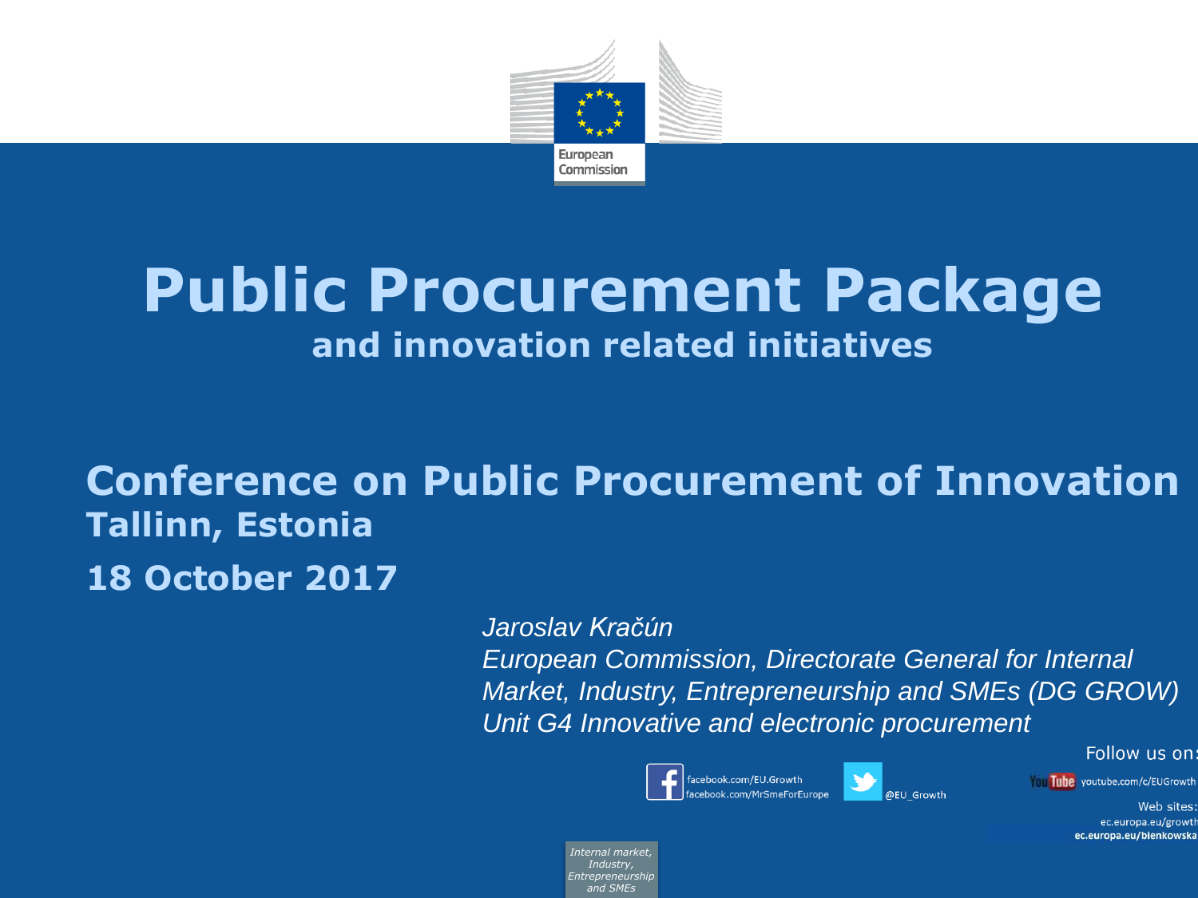European Commission

# Public Procurement Package

## and innovation related initiatives

## Conference on Public Procurement of Innovation

**Tallinn, Estonia**

**18 October 2017**

*Jaroslav Kračún*
*European Commission, Directorate General for Internal Market, Industry, Entrepreneurship and SMEs (DG GROW)*
*Unit G4 Innovative and electronic procurement*

Follow us on:

facebook.com/EU.Growth
facebook.com/MrSmeForEurope
@EU_Growth
youtube.com/c/EUGrowth

Web sites:
ec.europa.eu/growth
**ec.europa.eu/bienkowska**

*Internal market, Industry, Entrepreneurship and SMEs*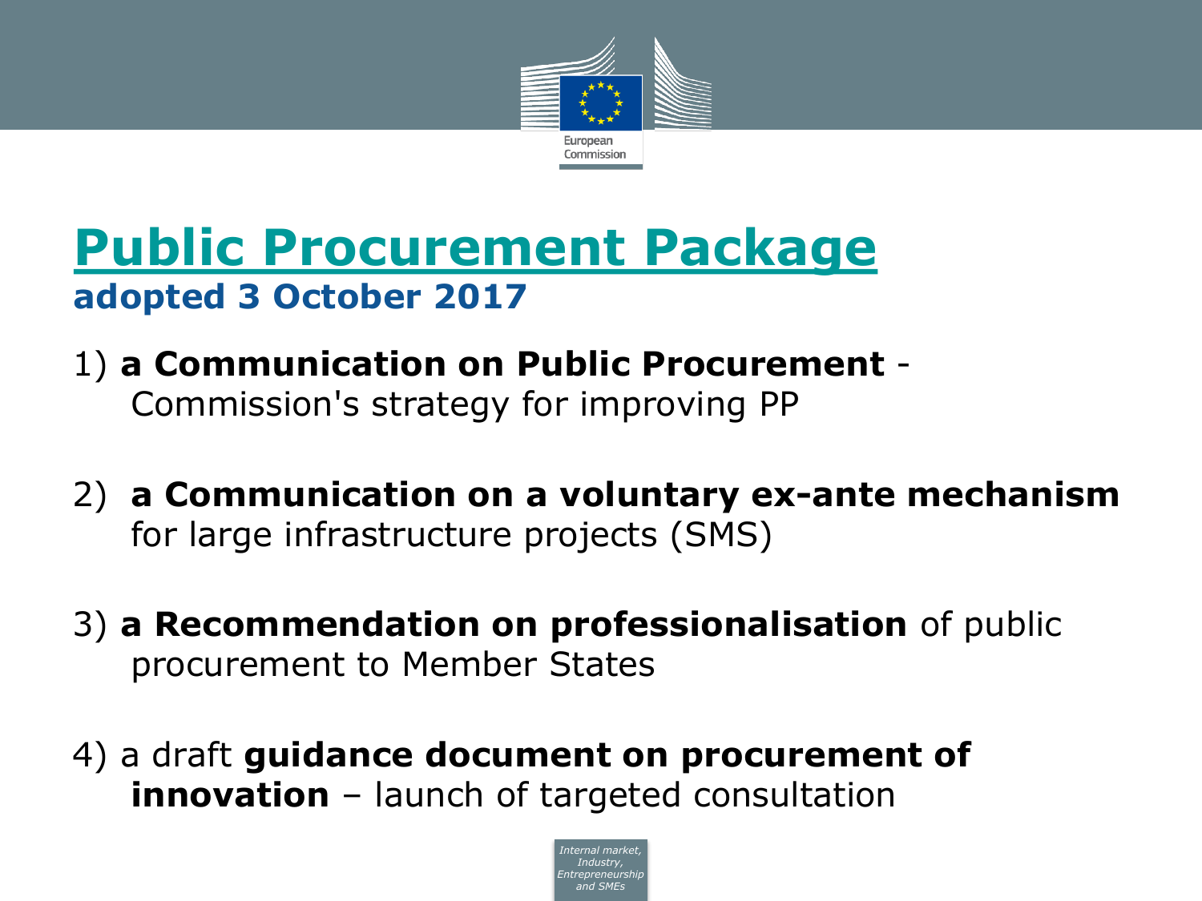# Public Procurement Package

**adopted 3 October 2017**

1) **a Communication on Public Procurement** - Commission's strategy for improving PP

2) **a Communication on a voluntary ex-ante mechanism** for large infrastructure projects (SMS)

3) **a Recommendation on professionalisation** of public procurement to Member States

4) a draft **guidance document on procurement of innovation** – launch of targeted consultation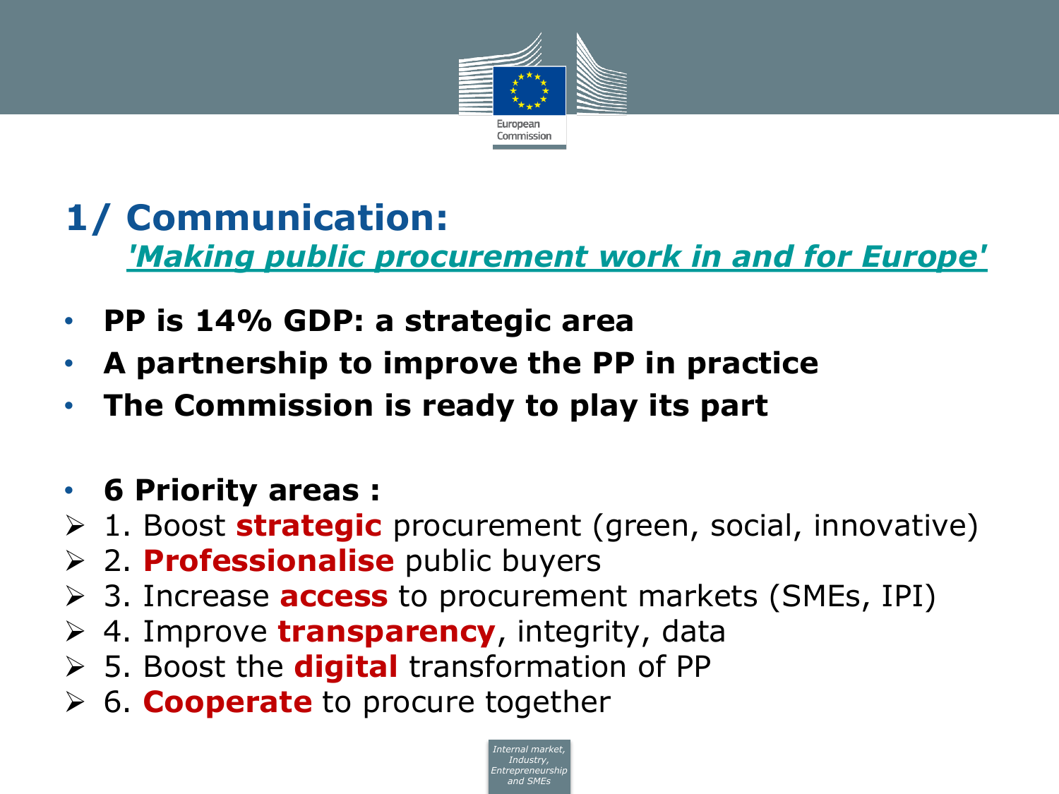# 1/ Communication:

## *'Making public procurement work in and for Europe'*

- **PP is 14% GDP: a strategic area**
- **A partnership to improve the PP in practice**
- **The Commission is ready to play its part**

- **6 Priority areas :**
  - 1. Boost **strategic** procurement (green, social, innovative)
  - 2. **Professionalise** public buyers
  - 3. Increase **access** to procurement markets (SMEs, IPI)
  - 4. Improve **transparency**, integrity, data
  - 5. Boost the **digital** transformation of PP
  - 6. **Cooperate** to procure together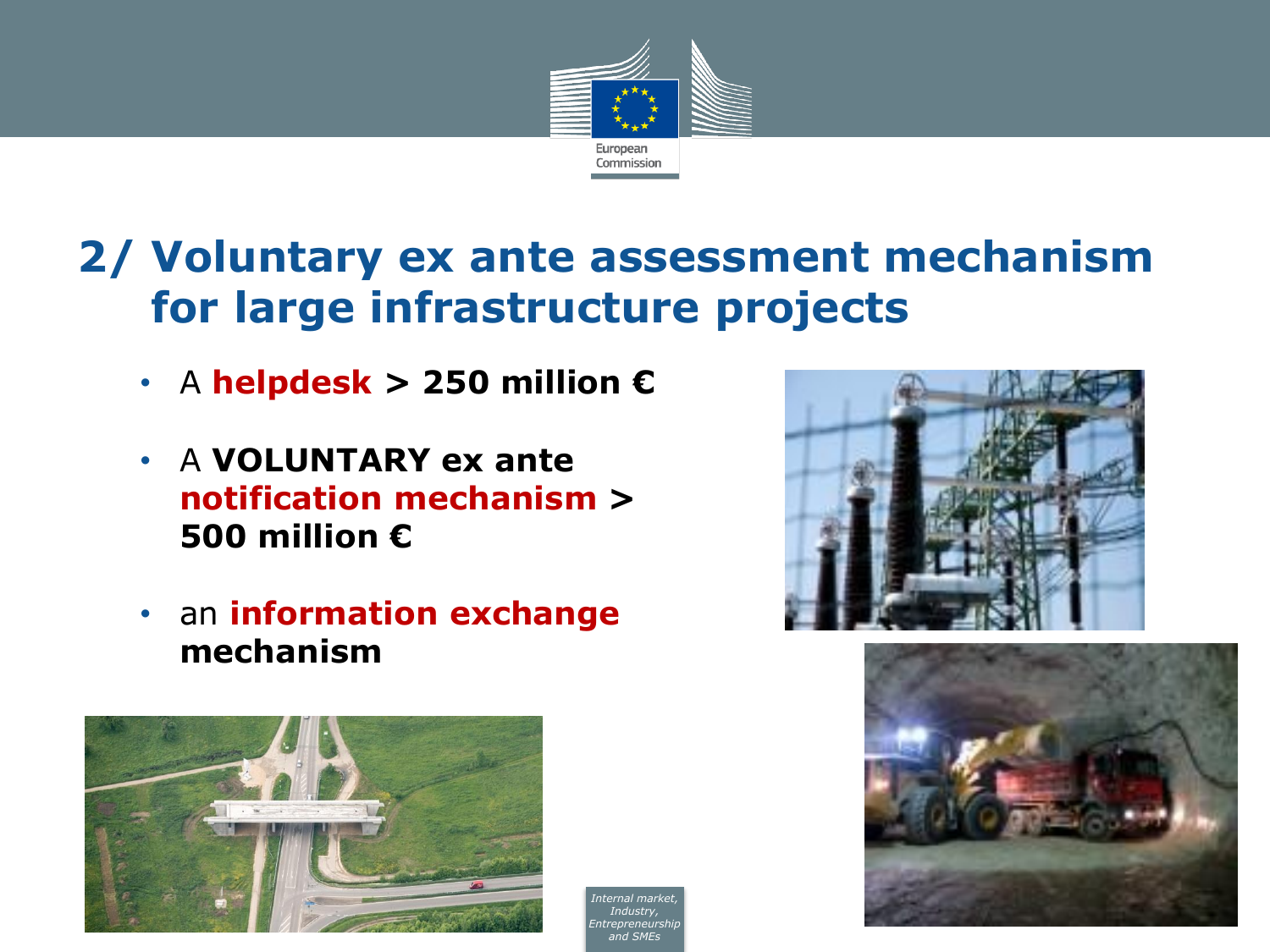# 2/ Voluntary ex ante assessment mechanism for large infrastructure projects

- A **helpdesk > 250 million €**
- A **VOLUNTARY ex ante notification mechanism > 500 million €**
- an **information exchange mechanism**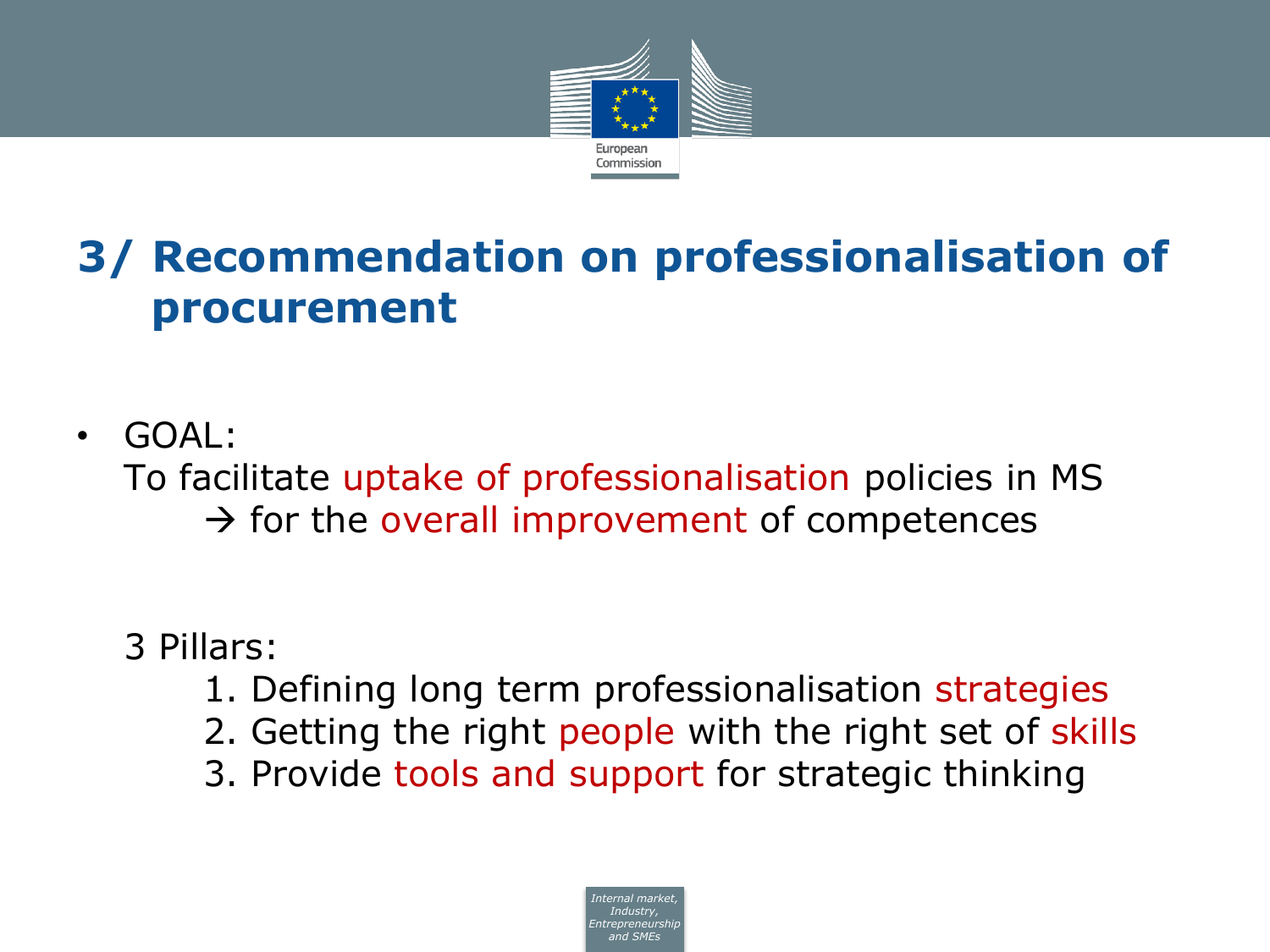# 3/ Recommendation on professionalisation of procurement

- GOAL:
  To facilitate uptake of professionalisation policies in MS
  → for the overall improvement of competences

  3 Pillars:
  1. Defining long term professionalisation strategies
  2. Getting the right people with the right set of skills
  3. Provide tools and support for strategic thinking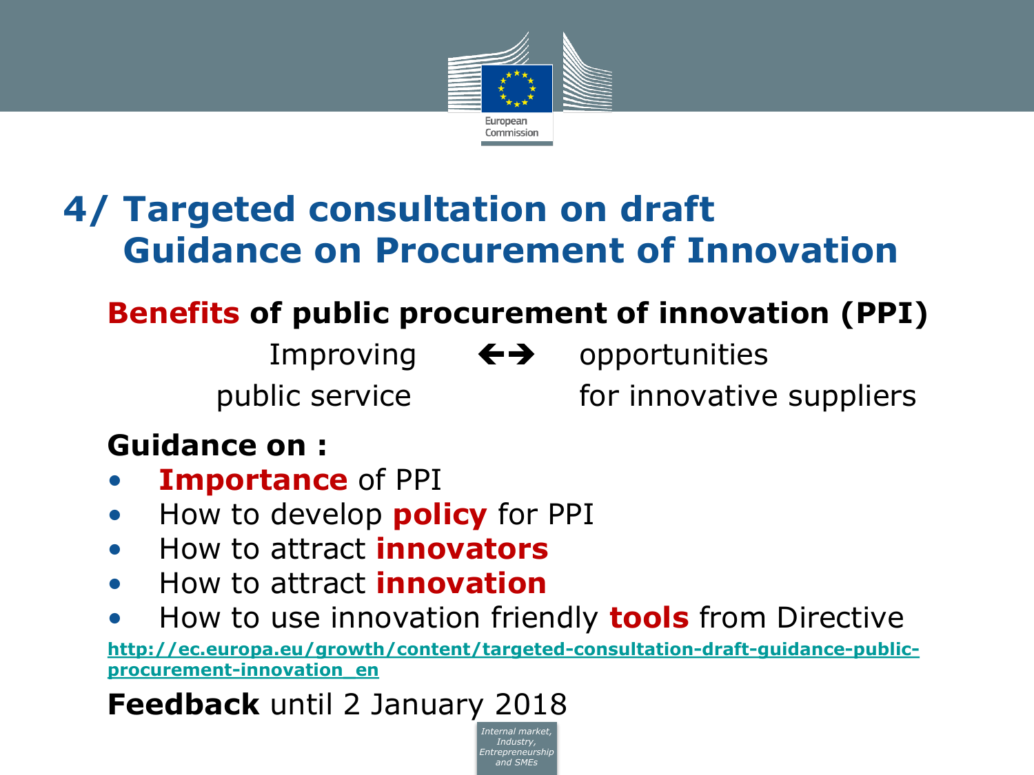# 4/ Targeted consultation on draft Guidance on Procurement of Innovation

**Benefits of public procurement of innovation (PPI)**

Improving public service ←→ opportunities for innovative suppliers

**Guidance on :**

- **Importance** of PPI
- How to develop **policy** for PPI
- How to attract **innovators**
- How to attract **innovation**
- How to use innovation friendly **tools** from Directive

http://ec.europa.eu/growth/content/targeted-consultation-draft-guidance-public-procurement-innovation_en

**Feedback** until 2 January 2018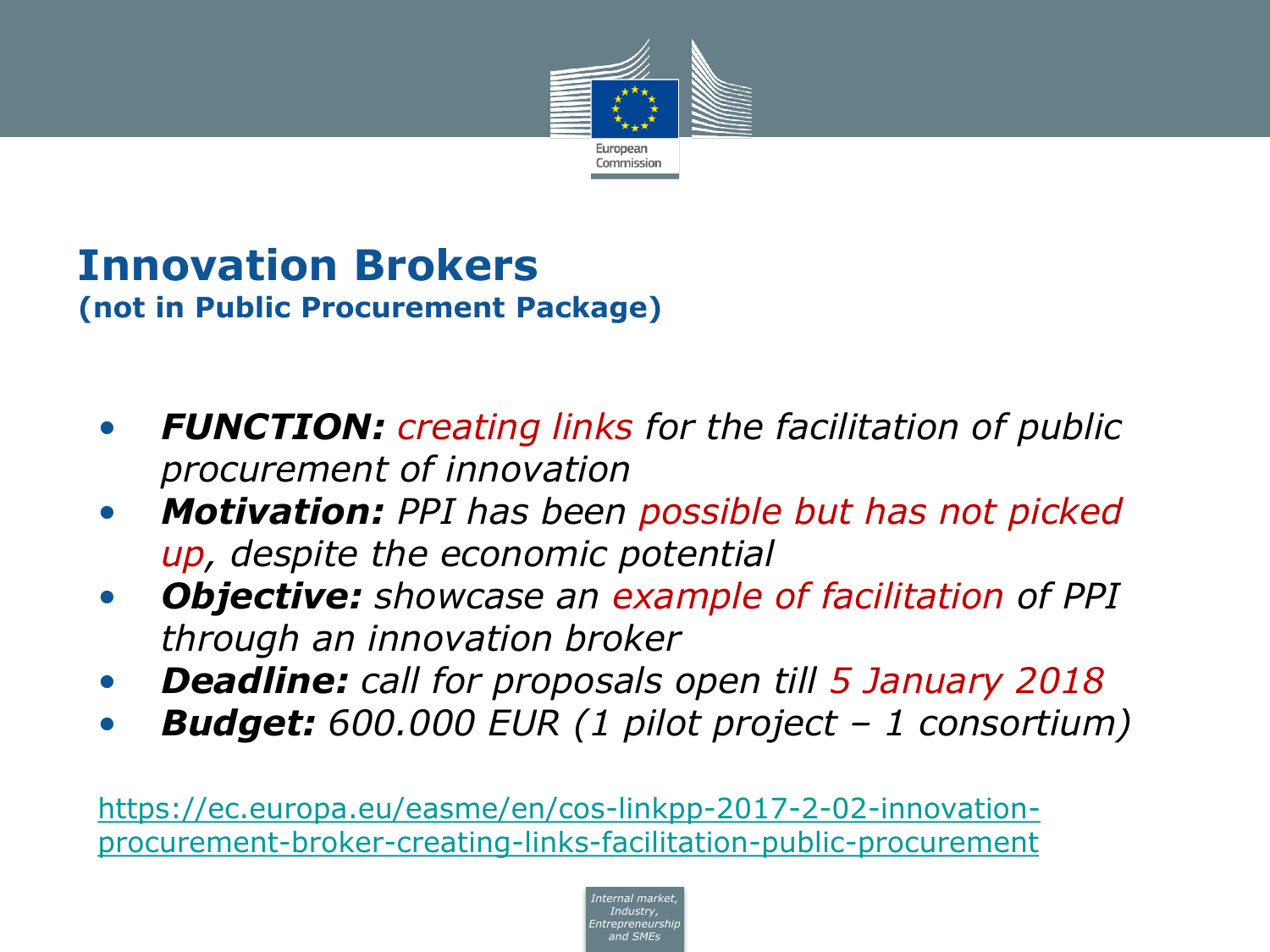# Innovation Brokers
**(not in Public Procurement Package)**

- ***FUNCTION:*** *creating links for the facilitation of public procurement of innovation*
- ***Motivation:*** *PPI has been possible but has not picked up, despite the economic potential*
- ***Objective:*** *showcase an example of facilitation of PPI through an innovation broker*
- ***Deadline:*** *call for proposals open till 5 January 2018*
- ***Budget:*** *600.000 EUR (1 pilot project – 1 consortium)*

https://ec.europa.eu/easme/en/cos-linkpp-2017-2-02-innovation-procurement-broker-creating-links-facilitation-public-procurement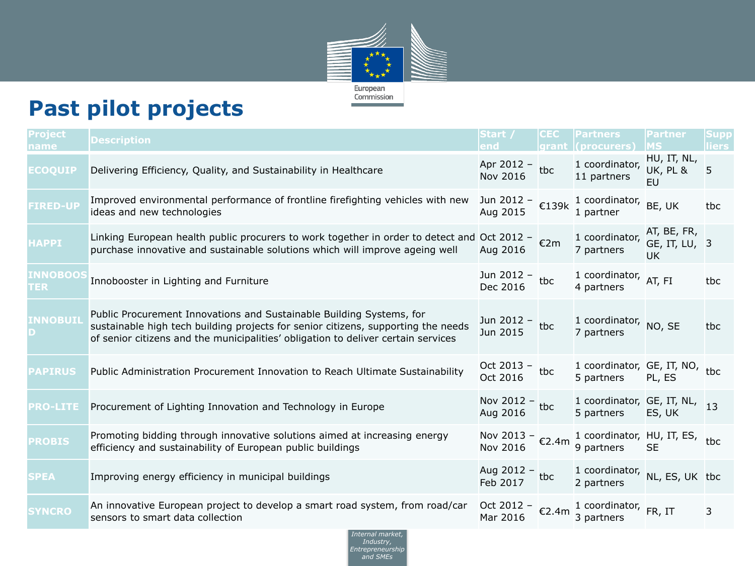# Past pilot projects

| Project name | Description | Start / end | CEC grant | Partners (procurers) | Partner MS | Suppliers |
|---|---|---|---|---|---|---|
| ECOQUIP | Delivering Efficiency, Quality, and Sustainability in Healthcare | Apr 2012 – Nov 2016 | tbc | 1 coordinator, 11 partners | HU, IT, NL, UK, PL & EU | 5 |
| FIRED-UP | Improved environmental performance of frontline firefighting vehicles with new ideas and new technologies | Jun 2012 – Aug 2015 | €139k | 1 coordinator, 1 partner | BE, UK | tbc |
| HAPPI | Linking European health public procurers to work together in order to detect and purchase innovative and sustainable solutions which will improve ageing well | Oct 2012 – Aug 2016 | €2m | 1 coordinator, 7 partners | AT, BE, FR, GE, IT, LU, UK | 3 |
| INNOBOOSTER | Innobooster in Lighting and Furniture | Jun 2012 – Dec 2016 | tbc | 1 coordinator, 4 partners | AT, FI | tbc |
| INNOBUILD | Public Procurement Innovations and Sustainable Building Systems, for sustainable high tech building projects for senior citizens, supporting the needs of senior citizens and the municipalities' obligation to deliver certain services | Jun 2012 – Jun 2015 | tbc | 1 coordinator, 7 partners | NO, SE | tbc |
| PAPIRUS | Public Administration Procurement Innovation to Reach Ultimate Sustainability | Oct 2013 – Oct 2016 | tbc | 1 coordinator, 5 partners | GE, IT, NO, PL, ES | tbc |
| PRO-LITE | Procurement of Lighting Innovation and Technology in Europe | Nov 2012 – Aug 2016 | tbc | 1 coordinator, 5 partners | GE, IT, NL, ES, UK | 13 |
| PROBIS | Promoting bidding through innovative solutions aimed at increasing energy efficiency and sustainability of European public buildings | Nov 2013 – Nov 2016 | €2.4m | 1 coordinator, 9 partners | HU, IT, ES, SE | tbc |
| SPEA | Improving energy efficiency in municipal buildings | Aug 2012 – Feb 2017 | tbc | 1 coordinator, 2 partners | NL, ES, UK | tbc |
| SYNCRO | An innovative European project to develop a smart road system, from road/car sensors to smart data collection | Oct 2012 – Mar 2016 | €2.4m | 1 coordinator, 3 partners | FR, IT | 3 |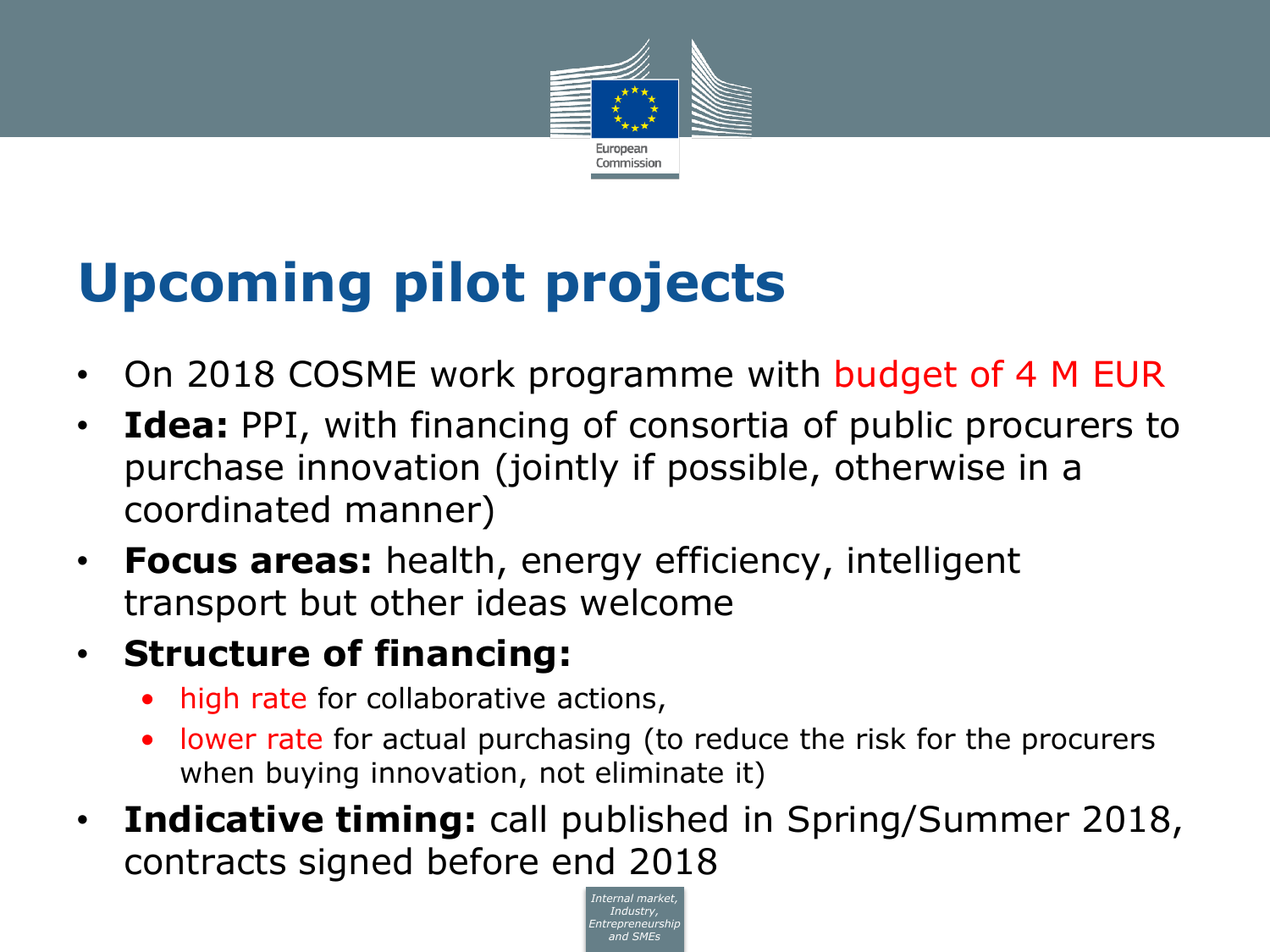# Upcoming pilot projects

- On 2018 COSME work programme with budget of 4 M EUR
- **Idea:** PPI, with financing of consortia of public procurers to purchase innovation (jointly if possible, otherwise in a coordinated manner)
- **Focus areas:** health, energy efficiency, intelligent transport but other ideas welcome
- **Structure of financing:**
  - high rate for collaborative actions,
  - lower rate for actual purchasing (to reduce the risk for the procurers when buying innovation, not eliminate it)
- **Indicative timing:** call published in Spring/Summer 2018, contracts signed before end 2018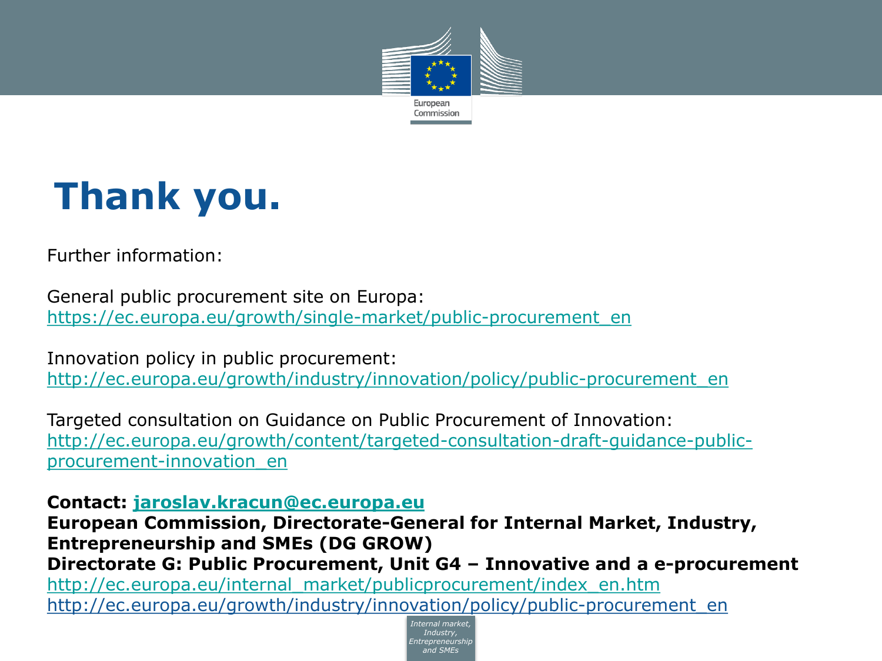# Thank you.

Further information:

General public procurement site on Europa:
https://ec.europa.eu/growth/single-market/public-procurement_en

Innovation policy in public procurement:
http://ec.europa.eu/growth/industry/innovation/policy/public-procurement_en

Targeted consultation on Guidance on Public Procurement of Innovation:
http://ec.europa.eu/growth/content/targeted-consultation-draft-guidance-public-procurement-innovation_en

**Contact: jaroslav.kracun@ec.europa.eu**
**European Commission, Directorate-General for Internal Market, Industry, Entrepreneurship and SMEs (DG GROW)**
**Directorate G: Public Procurement, Unit G4 – Innovative and a e-procurement**
http://ec.europa.eu/internal_market/publicprocurement/index_en.htm
http://ec.europa.eu/growth/industry/innovation/policy/public-procurement_en